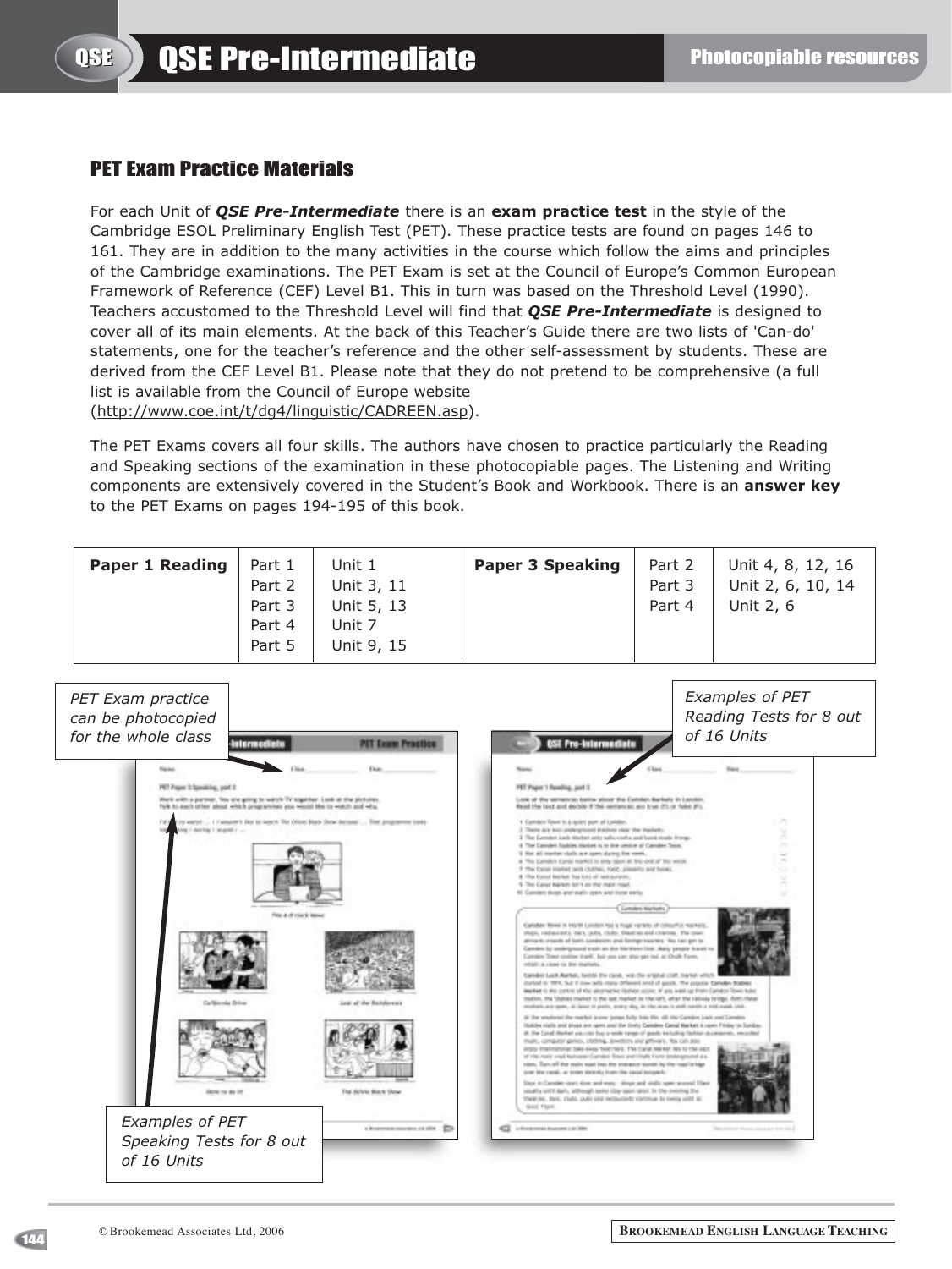## PET Exam Practice Materials

For each Unit of ***QSE Pre-Intermediate*** there is an **exam practice test** in the style of the Cambridge ESOL Preliminary English Test (PET). These practice tests are found on pages 146 to 161. They are in addition to the many activities in the course which follow the aims and principles of the Cambridge examinations. The PET Exam is set at the Council of Europe's Common European Framework of Reference (CEF) Level B1. This in turn was based on the Threshold Level (1990). Teachers accustomed to the Threshold Level will find that ***QSE Pre-Intermediate*** is designed to cover all of its main elements. At the back of this Teacher's Guide there are two lists of 'Can-do' statements, one for the teacher's reference and the other self-assessment by students. These are derived from the CEF Level B1. Please note that they do not pretend to be comprehensive (a full list is available from the Council of Europe website (http://www.coe.int/t/dg4/linguistic/CADREEN.asp).

The PET Exams covers all four skills. The authors have chosen to practice particularly the Reading and Speaking sections of the examination in these photocopiable pages. The Listening and Writing components are extensively covered in the Student's Book and Workbook. There is an **answer key** to the PET Exams on pages 194-195 of this book.

| **Paper 1 Reading** | Part 1 | Unit 1 | **Paper 3 Speaking** | Part 2 | Unit 4, 8, 12, 16 |
|---|---|---|---|---|---|
| | Part 2 | Unit 3, 11 | | Part 3 | Unit 2, 6, 10, 14 |
| | Part 3 | Unit 5, 13 | | Part 4 | Unit 2, 6 |
| | Part 4 | Unit 7 | | | |
| | Part 5 | Unit 9, 15 | | | |

*PET Exam practice can be photocopied for the whole class*

*Examples of PET Reading Tests for 8 out of 16 Units*

*Examples of PET Speaking Tests for 8 out of 16 Units*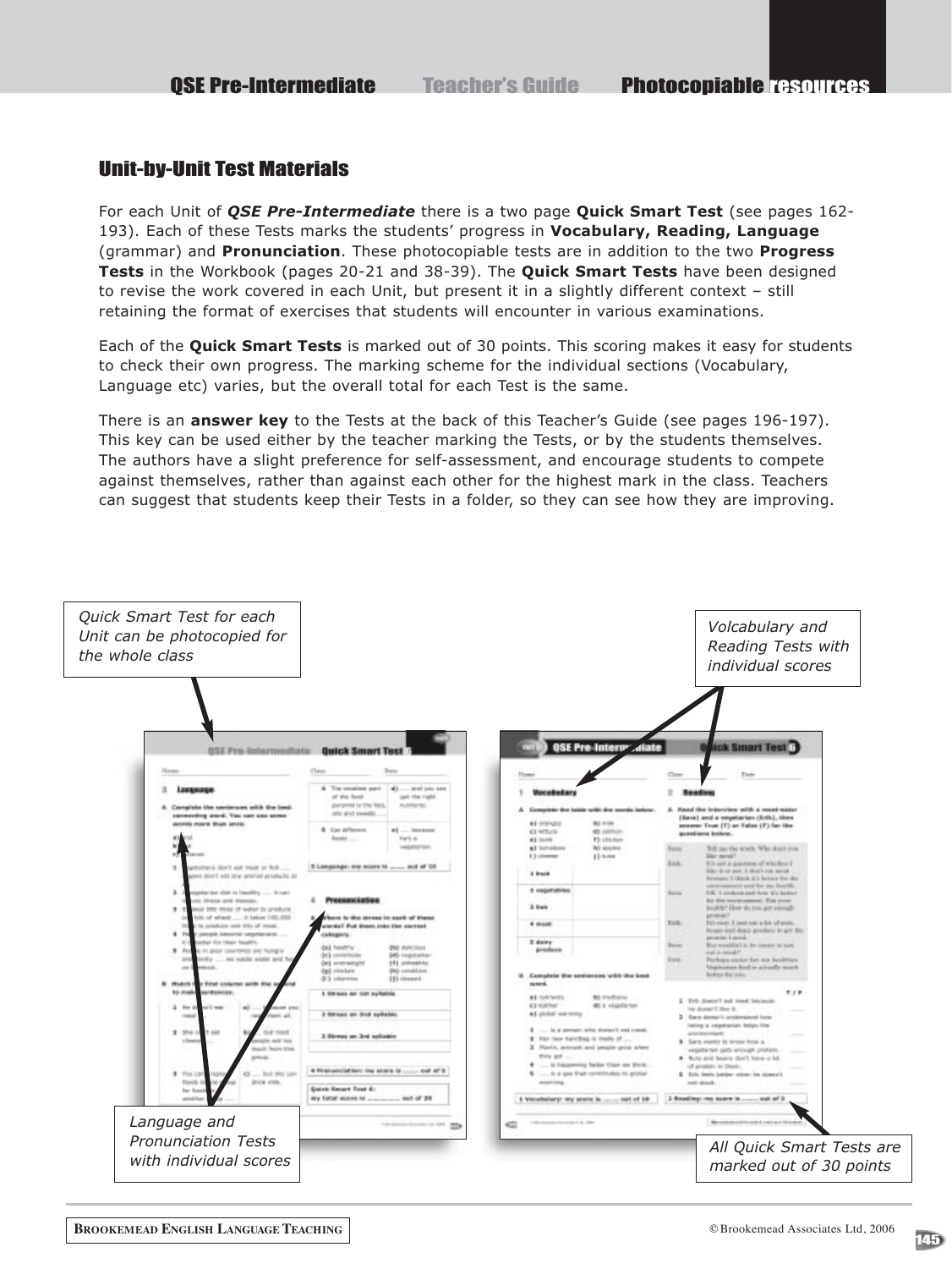## Unit-by-Unit Test Materials

For each Unit of ***QSE Pre-Intermediate*** there is a two page **Quick Smart Test** (see pages 162-193). Each of these Tests marks the students' progress in **Vocabulary, Reading, Language** (grammar) and **Pronunciation**. These photocopiable tests are in addition to the two **Progress Tests** in the Workbook (pages 20-21 and 38-39). The **Quick Smart Tests** have been designed to revise the work covered in each Unit, but present it in a slightly different context – still retaining the format of exercises that students will encounter in various examinations.

Each of the **Quick Smart Tests** is marked out of 30 points. This scoring makes it easy for students to check their own progress. The marking scheme for the individual sections (Vocabulary, Language etc) varies, but the overall total for each Test is the same.

There is an **answer key** to the Tests at the back of this Teacher's Guide (see pages 196-197). This key can be used either by the teacher marking the Tests, or by the students themselves. The authors have a slight preference for self-assessment, and encourage students to compete against themselves, rather than against each other for the highest mark in the class. Teachers can suggest that students keep their Tests in a folder, so they can see how they are improving.

*Quick Smart Test for each Unit can be photocopied for the whole class*

*Volcabulary and Reading Tests with individual scores*

*Language and Pronunciation Tests with individual scores*

*All Quick Smart Tests are marked out of 30 points*